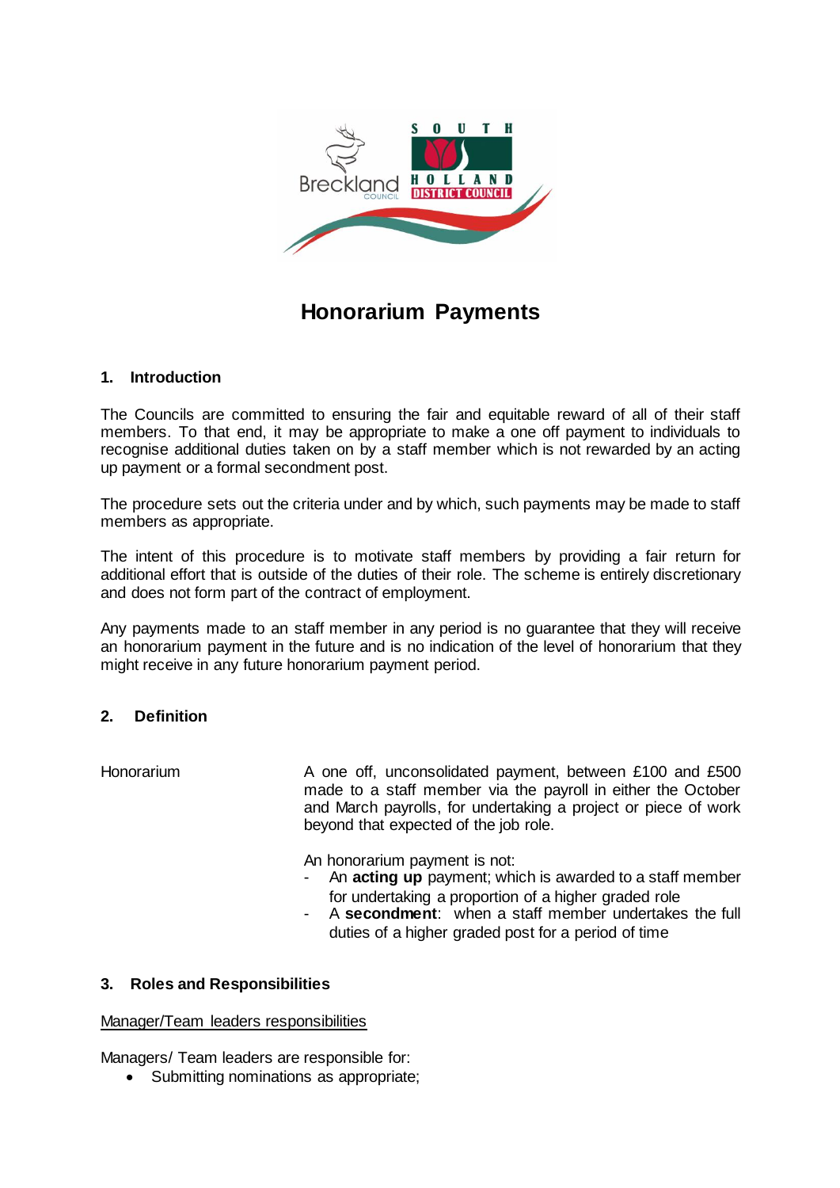# Honorarium Payments

## 1. Introduction

The Councils are committed to ensuring the fair and equitable reward of all of their staff members. To that end, it may be appropriate to make a one off payment to individuals to recognise additional duties taken on by a staff member which is not rewarded by an acting up payment or a formal secondment post.

The procedure sets out the criteria under and by which, such payments may be made to staff members as appropriate.

The intent of this procedure is to motivate staff members by providing a fair return for additional effort that is outside of the duties of their role. The scheme is entirely discretionary and does not form part of the contract of employment.

Any payments made to an staff member in any period is no guarantee that they will receive an honorarium payment in the future and is no indication of the level of honorarium that they might receive in any future honorarium payment period.

## 2. Definition

Honorarium

A one off, unconsolidated payment, between £100 and £500 made to a staff member via the payroll in either the October and March payrolls, for undertaking a project or piece of work beyond that expected of the job role.

An honorarium payment is not:

- An **acting up** payment; which is awarded to a staff member for undertaking a proportion of a higher graded role
- A **secondment**: when a staff member undertakes the full duties of a higher graded post for a period of time

## 3. Roles and Responsibilities

Manager/Team leaders responsibilities

Managers/ Team leaders are responsible for:

- Submitting nominations as appropriate;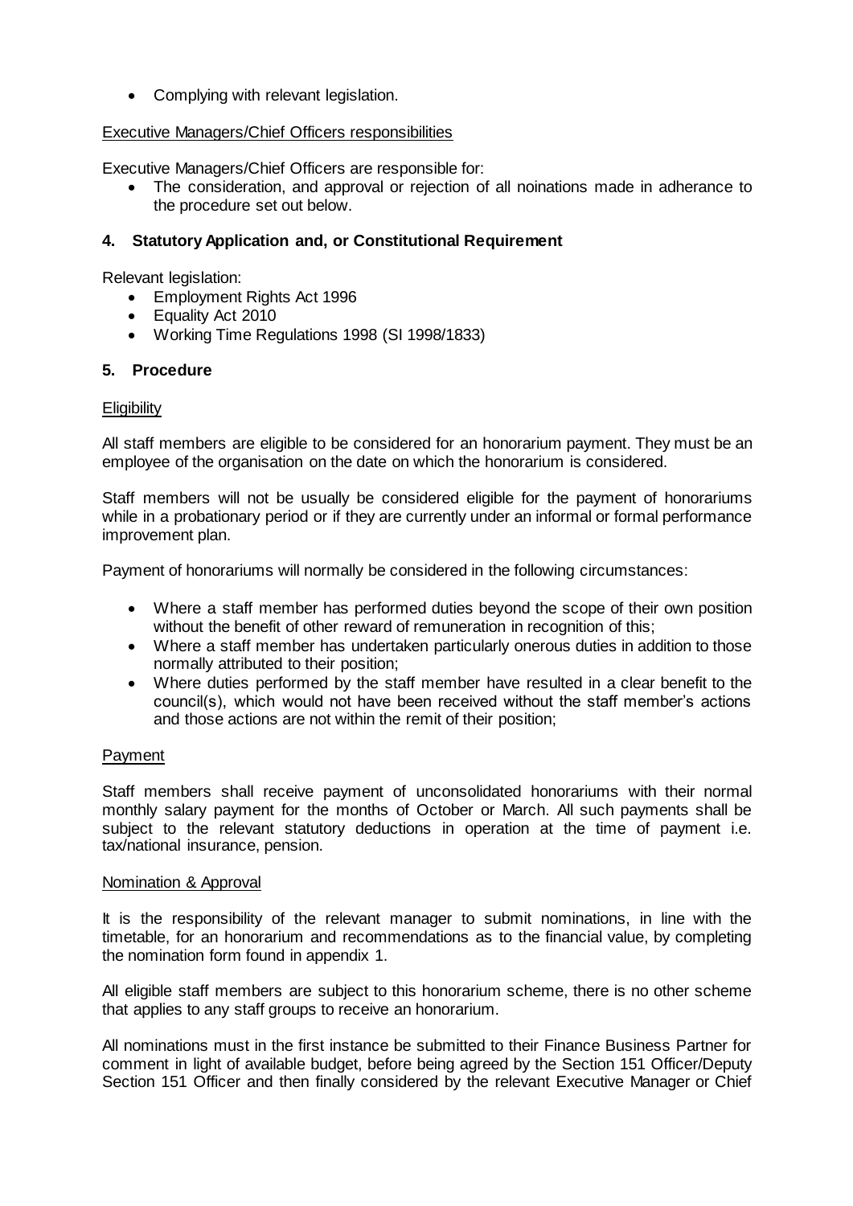- Complying with relevant legislation.

Executive Managers/Chief Officers responsibilities

Executive Managers/Chief Officers are responsible for:

- The consideration, and approval or rejection of all noinations made in adherance to the procedure set out below.

## 4. Statutory Application and, or Constitutional Requirement

Relevant legislation:

- Employment Rights Act 1996
- Equality Act 2010
- Working Time Regulations 1998 (SI 1998/1833)

## 5. Procedure

Eligibility

All staff members are eligible to be considered for an honorarium payment. They must be an employee of the organisation on the date on which the honorarium is considered.

Staff members will not be usually be considered eligible for the payment of honorariums while in a probationary period or if they are currently under an informal or formal performance improvement plan.

Payment of honorariums will normally be considered in the following circumstances:

- Where a staff member has performed duties beyond the scope of their own position without the benefit of other reward of remuneration in recognition of this;
- Where a staff member has undertaken particularly onerous duties in addition to those normally attributed to their position;
- Where duties performed by the staff member have resulted in a clear benefit to the council(s), which would not have been received without the staff member's actions and those actions are not within the remit of their position;

Payment

Staff members shall receive payment of unconsolidated honorariums with their normal monthly salary payment for the months of October or March. All such payments shall be subject to the relevant statutory deductions in operation at the time of payment i.e. tax/national insurance, pension.

Nomination & Approval

It is the responsibility of the relevant manager to submit nominations, in line with the timetable, for an honorarium and recommendations as to the financial value, by completing the nomination form found in appendix 1.

All eligible staff members are subject to this honorarium scheme, there is no other scheme that applies to any staff groups to receive an honorarium.

All nominations must in the first instance be submitted to their Finance Business Partner for comment in light of available budget, before being agreed by the Section 151 Officer/Deputy Section 151 Officer and then finally considered by the relevant Executive Manager or Chief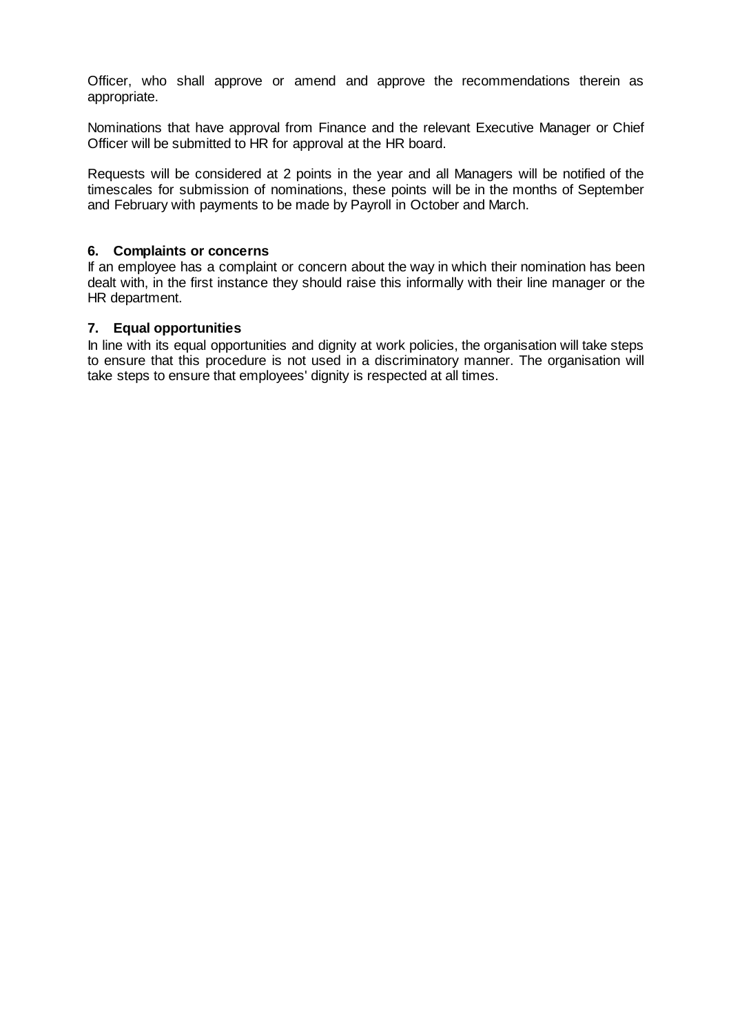Officer, who shall approve or amend and approve the recommendations therein as appropriate.

Nominations that have approval from Finance and the relevant Executive Manager or Chief Officer will be submitted to HR for approval at the HR board.

Requests will be considered at 2 points in the year and all Managers will be notified of the timescales for submission of nominations, these points will be in the months of September and February with payments to be made by Payroll in October and March.

## 6. Complaints or concerns

If an employee has a complaint or concern about the way in which their nomination has been dealt with, in the first instance they should raise this informally with their line manager or the HR department.

## 7. Equal opportunities

In line with its equal opportunities and dignity at work policies, the organisation will take steps to ensure that this procedure is not used in a discriminatory manner. The organisation will take steps to ensure that employees' dignity is respected at all times.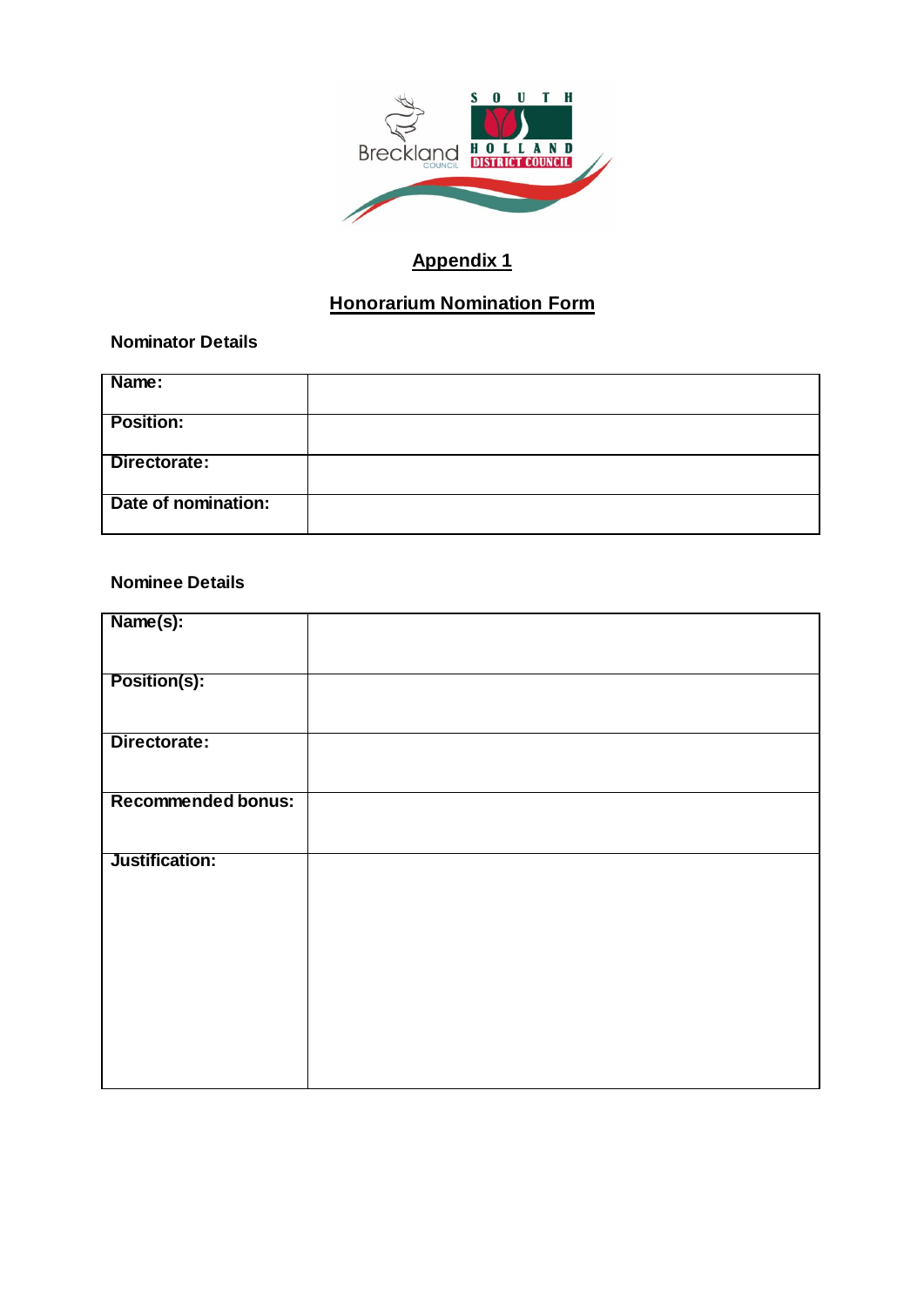## Appendix 1

## Honorarium Nomination Form

**Nominator Details**

| **Name:** | |
|---|---|
| **Position:** | |
| **Directorate:** | |
| **Date of nomination:** | |

**Nominee Details**

| **Name(s):** | |
|---|---|
| **Position(s):** | |
| **Directorate:** | |
| **Recommended bonus:** | |
| **Justification:** | |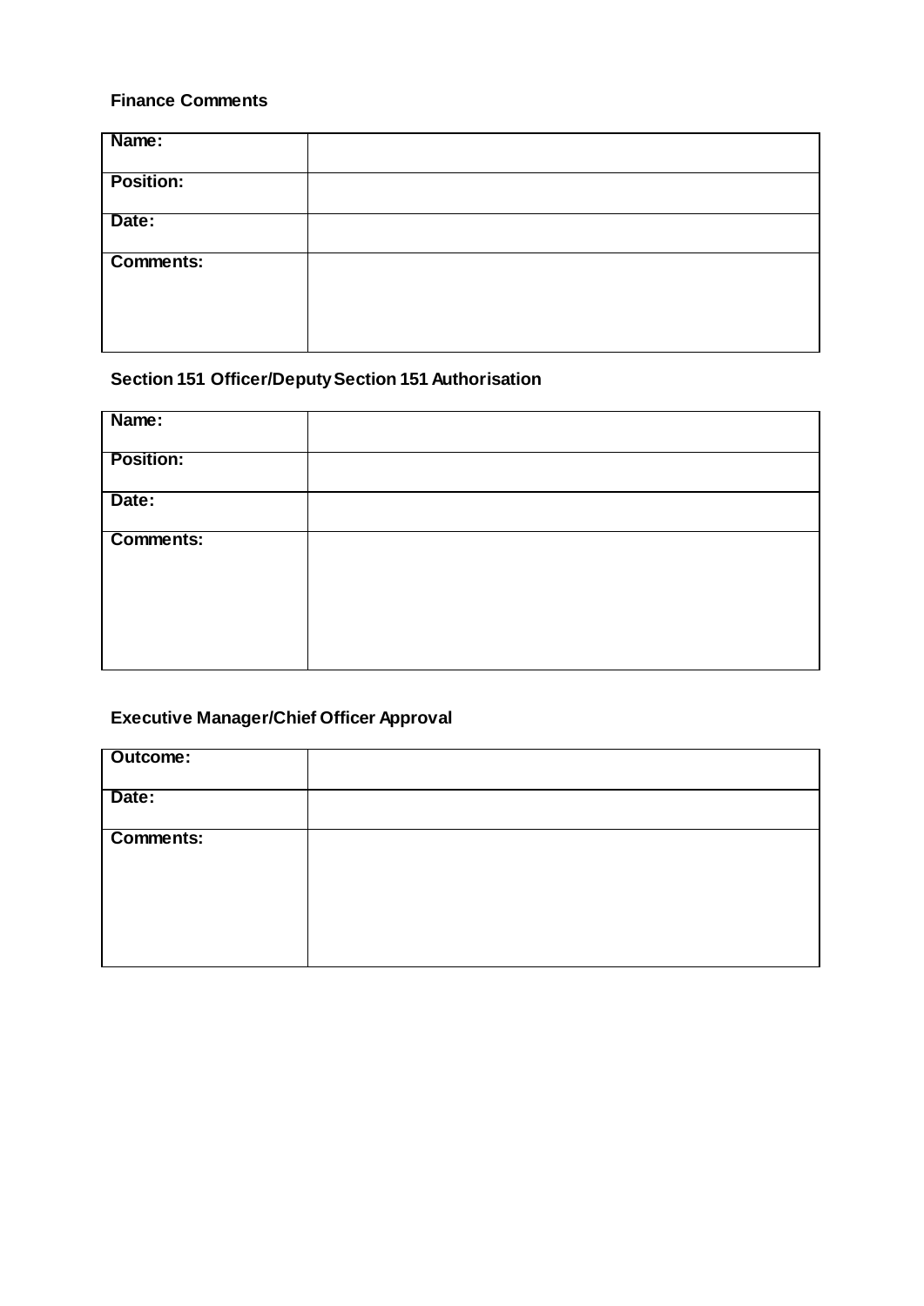**Finance Comments**

| **Name:** | |
|---|---|
| **Position:** | |
| **Date:** | |
| **Comments:** | |

**Section 151 Officer/Deputy Section 151 Authorisation**

| **Name:** | |
|---|---|
| **Position:** | |
| **Date:** | |
| **Comments:** | |

**Executive Manager/Chief Officer Approval**

| **Outcome:** | |
|---|---|
| **Date:** | |
| **Comments:** | |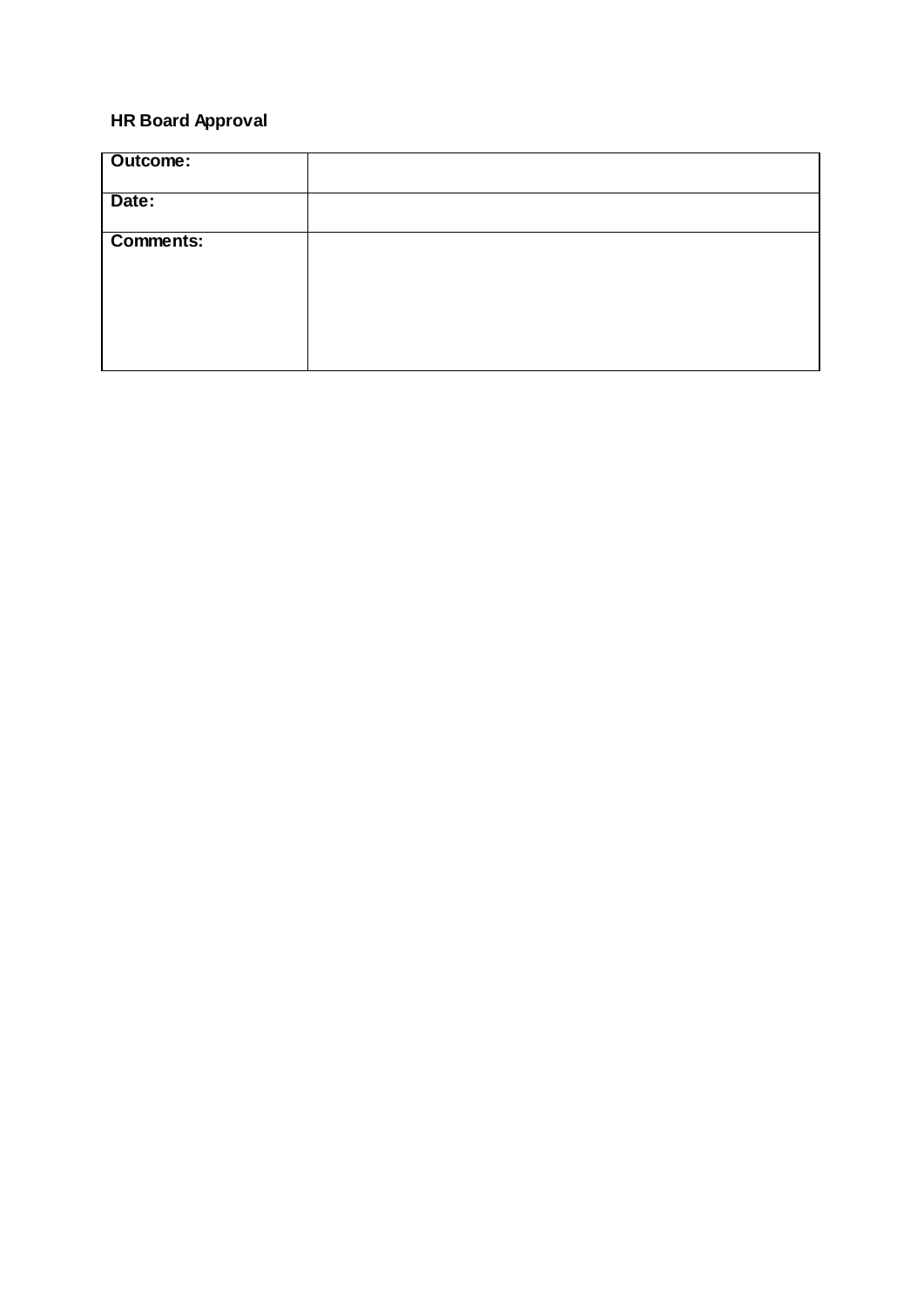**HR Board Approval**

| | |
|---|---|
| **Outcome:** | |
| **Date:** | |
| **Comments:** | |